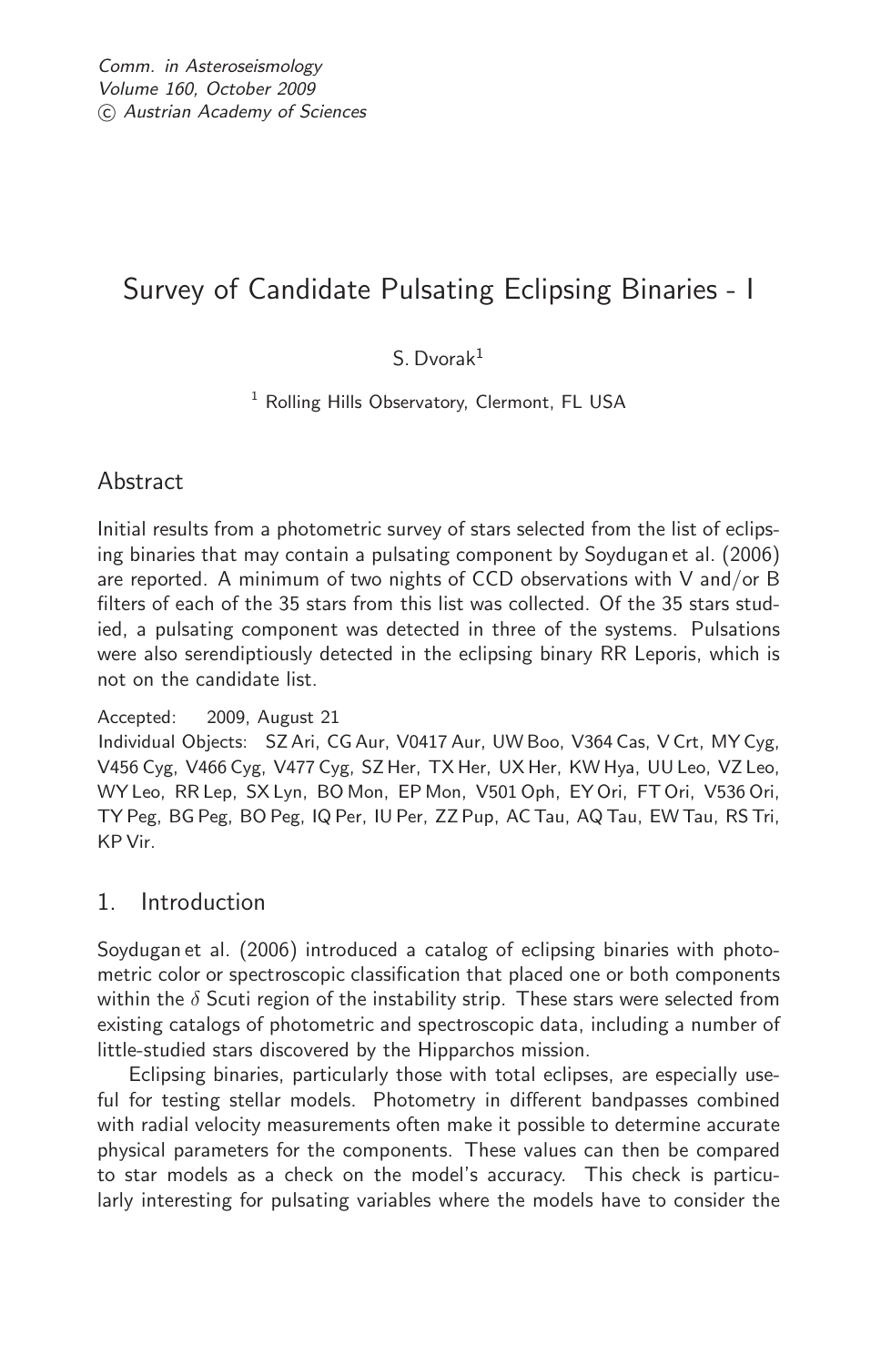# Survey of Candidate Pulsating Eclipsing Binaries - I

S. Dvorak[1]

[1] Rolling Hills Observatory, Clermont, FL USA

## Abstract

Initial results from a photometric survey of stars selected from the list of eclipsing binaries that may contain a pulsating component by Soydugan et al. (2006) are reported. A minimum of two nights of CCD observations with V and/or B filters of each of the 35 stars from this list was collected. Of the 35 stars studied, a pulsating component was detected in three of the systems. Pulsations were also serendiptiously detected in the eclipsing binary RR Leporis, which is not on the candidate list.

Accepted: 2009, August 21

Individual Objects: SZ Ari, CG Aur, V0417 Aur, UW Boo, V364 Cas, V Crt, MY Cyg, V456 Cyg, V466 Cyg, V477 Cyg, SZ Her, TX Her, UX Her, KW Hya, UU Leo, VZ Leo, WY Leo, RR Lep, SX Lyn, BO Mon, EP Mon, V501 Oph, EY Ori, FT Ori, V536 Ori, TY Peg, BG Peg, BO Peg, IQ Per, IU Per, ZZ Pup, AC Tau, AQ Tau, EW Tau, RS Tri, KP Vir.

## 1. Introduction

Soydugan et al. (2006) introduced a catalog of eclipsing binaries with photometric color or spectroscopic classification that placed one or both components within the $\delta$ Scuti region of the instability strip. These stars were selected from existing catalogs of photometric and spectroscopic data, including a number of little-studied stars discovered by the Hipparchos mission.

Eclipsing binaries, particularly those with total eclipses, are especially useful for testing stellar models. Photometry in different bandpasses combined with radial velocity measurements often make it possible to determine accurate physical parameters for the components. These values can then be compared to star models as a check on the model's accuracy. This check is particularly interesting for pulsating variables where the models have to consider the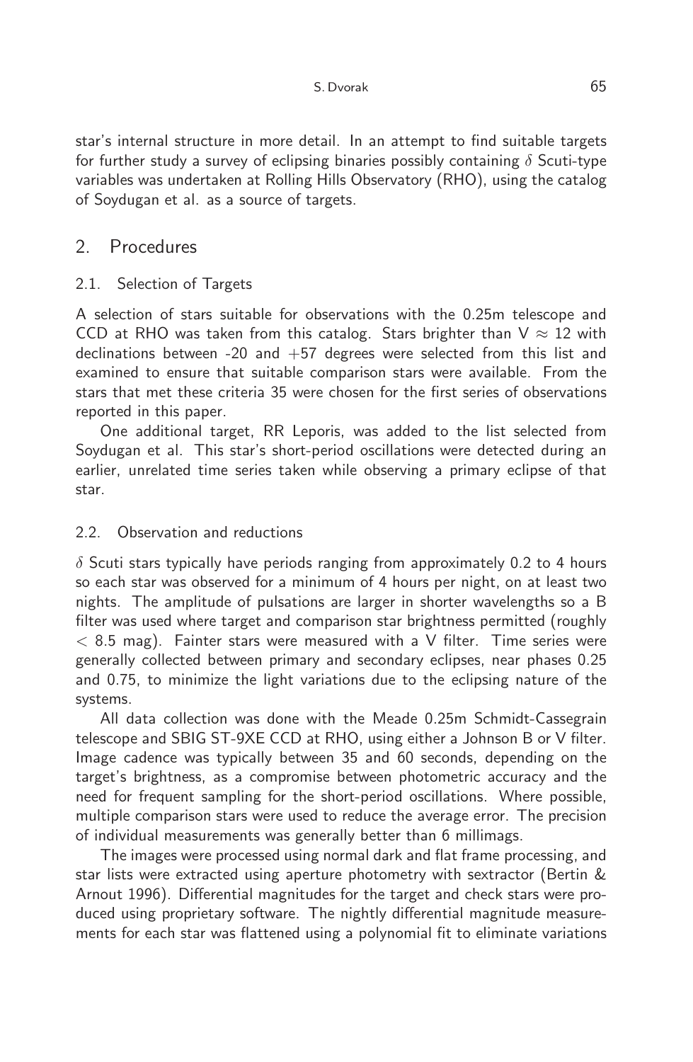star's internal structure in more detail. In an attempt to find suitable targets for further study a survey of eclipsing binaries possibly containing $\delta$ Scuti-type variables was undertaken at Rolling Hills Observatory (RHO), using the catalog of Soydugan et al. as a source of targets.

## 2. Procedures

### 2.1. Selection of Targets

A selection of stars suitable for observations with the 0.25m telescope and CCD at RHO was taken from this catalog. Stars brighter than V $\approx$ 12 with declinations between -20 and +57 degrees were selected from this list and examined to ensure that suitable comparison stars were available. From the stars that met these criteria 35 were chosen for the first series of observations reported in this paper.

One additional target, RR Leporis, was added to the list selected from Soydugan et al. This star's short-period oscillations were detected during an earlier, unrelated time series taken while observing a primary eclipse of that star.

### 2.2. Observation and reductions

$\delta$ Scuti stars typically have periods ranging from approximately 0.2 to 4 hours so each star was observed for a minimum of 4 hours per night, on at least two nights. The amplitude of pulsations are larger in shorter wavelengths so a B filter was used where target and comparison star brightness permitted (roughly $<$ 8.5 mag). Fainter stars were measured with a V filter. Time series were generally collected between primary and secondary eclipses, near phases 0.25 and 0.75, to minimize the light variations due to the eclipsing nature of the systems.

All data collection was done with the Meade 0.25m Schmidt-Cassegrain telescope and SBIG ST-9XE CCD at RHO, using either a Johnson B or V filter. Image cadence was typically between 35 and 60 seconds, depending on the target's brightness, as a compromise between photometric accuracy and the need for frequent sampling for the short-period oscillations. Where possible, multiple comparison stars were used to reduce the average error. The precision of individual measurements was generally better than 6 millimags.

The images were processed using normal dark and flat frame processing, and star lists were extracted using aperture photometry with sextractor (Bertin & Arnout 1996). Differential magnitudes for the target and check stars were produced using proprietary software. The nightly differential magnitude measurements for each star was flattened using a polynomial fit to eliminate variations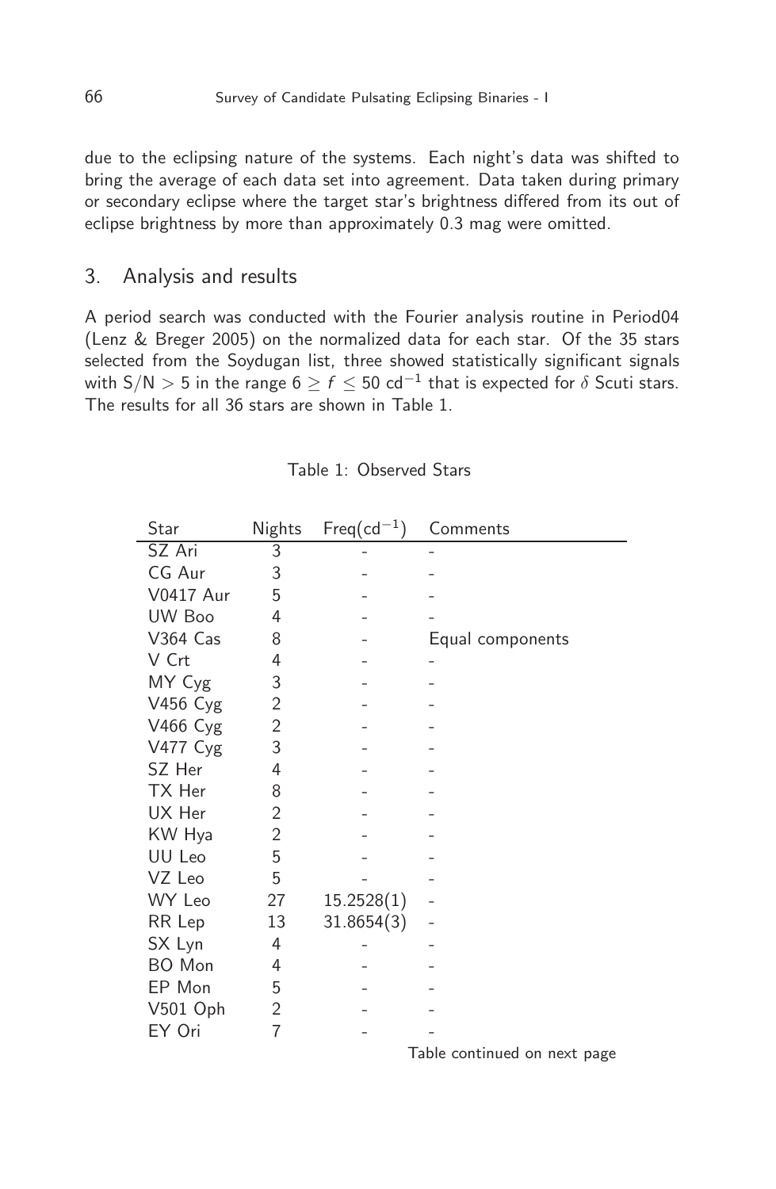due to the eclipsing nature of the systems. Each night's data was shifted to bring the average of each data set into agreement. Data taken during primary or secondary eclipse where the target star's brightness differed from its out of eclipse brightness by more than approximately 0.3 mag were omitted.

## 3. Analysis and results

A period search was conducted with the Fourier analysis routine in Period04 (Lenz & Breger 2005) on the normalized data for each star. Of the 35 stars selected from the Soydugan list, three showed statistically significant signals with S/N > 5 in the range $6 \geq f \leq 50$ cd$^{-1}$ that is expected for $\delta$ Scuti stars. The results for all 36 stars are shown in Table 1.

Table 1: Observed Stars

| Star | Nights | Freq(cd$^{-1}$) | Comments |
|---|---|---|---|
| SZ Ari | 3 | - | - |
| CG Aur | 3 | - | - |
| V0417 Aur | 5 | - | - |
| UW Boo | 4 | - | - |
| V364 Cas | 8 | - | Equal components |
| V Crt | 4 | - | - |
| MY Cyg | 3 | - | - |
| V456 Cyg | 2 | - | - |
| V466 Cyg | 2 | - | - |
| V477 Cyg | 3 | - | - |
| SZ Her | 4 | - | - |
| TX Her | 8 | - | - |
| UX Her | 2 | - | - |
| KW Hya | 2 | - | - |
| UU Leo | 5 | - | - |
| VZ Leo | 5 | - | - |
| WY Leo | 27 | 15.2528(1) | - |
| RR Lep | 13 | 31.8654(3) | - |
| SX Lyn | 4 | - | - |
| BO Mon | 4 | - | - |
| EP Mon | 5 | - | - |
| V501 Oph | 2 | - | - |
| EY Ori | 7 | - | - |

Table continued on next page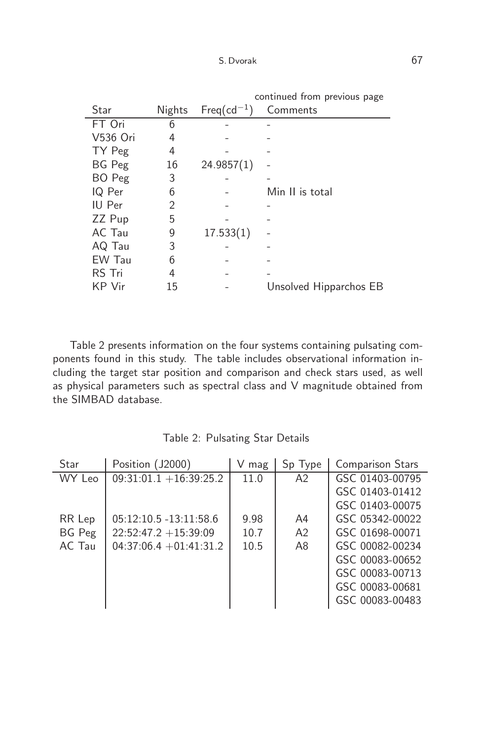continued from previous page

| Star | Nights | Freq($cd^{-1}$) | Comments |
|---|---|---|---|
| FT Ori | 6 | - | - |
| V536 Ori | 4 | - | - |
| TY Peg | 4 | - | - |
| BG Peg | 16 | 24.9857(1) | - |
| BO Peg | 3 | - | - |
| IQ Per | 6 | - | Min II is total |
| IU Per | 2 | - | - |
| ZZ Pup | 5 | - | - |
| AC Tau | 9 | 17.533(1) | - |
| AQ Tau | 3 | - | - |
| EW Tau | 6 | - | - |
| RS Tri | 4 | - | - |
| KP Vir | 15 | - | Unsolved Hipparchos EB |

Table 2 presents information on the four systems containing pulsating components found in this study. The table includes observational information including the target star position and comparison and check stars used, as well as physical parameters such as spectral class and V magnitude obtained from the SIMBAD database.

Table 2: Pulsating Star Details

| Star | Position (J2000) | V mag | Sp Type | Comparison Stars |
|---|---|---|---|---|
| WY Leo | 09:31:01.1 +16:39:25.2 | 11.0 | A2 | GSC 01403-00795 |
| | | | | GSC 01403-01412 |
| | | | | GSC 01403-00075 |
| RR Lep | 05:12:10.5 -13:11:58.6 | 9.98 | A4 | GSC 05342-00022 |
| BG Peg | 22:52:47.2 +15:39:09 | 10.7 | A2 | GSC 01698-00071 |
| AC Tau | 04:37:06.4 +01:41:31.2 | 10.5 | A8 | GSC 00082-00234 |
| | | | | GSC 00083-00652 |
| | | | | GSC 00083-00713 |
| | | | | GSC 00083-00681 |
| | | | | GSC 00083-00483 |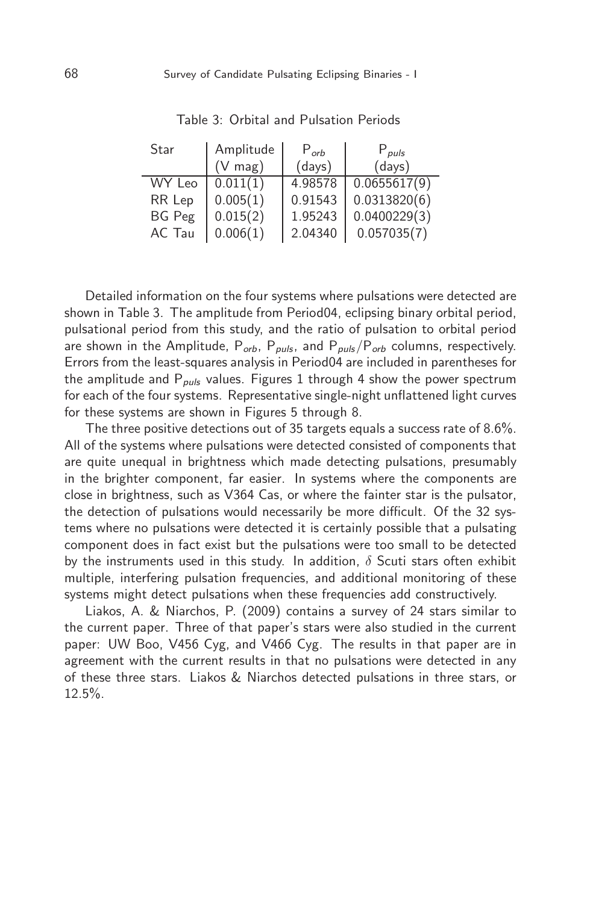Table 3: Orbital and Pulsation Periods

| Star | Amplitude (V mag) | $P_{orb}$ (days) | $P_{puls}$ (days) |
|---|---|---|---|
| WY Leo | 0.011(1) | 4.98578 | 0.0655617(9) |
| RR Lep | 0.005(1) | 0.91543 | 0.0313820(6) |
| BG Peg | 0.015(2) | 1.95243 | 0.0400229(3) |
| AC Tau | 0.006(1) | 2.04340 | 0.057035(7) |

Detailed information on the four systems where pulsations were detected are shown in Table 3. The amplitude from Period04, eclipsing binary orbital period, pulsational period from this study, and the ratio of pulsation to orbital period are shown in the Amplitude, $P_{orb}$, $P_{puls}$, and $P_{puls}/P_{orb}$ columns, respectively. Errors from the least-squares analysis in Period04 are included in parentheses for the amplitude and $P_{puls}$ values. Figures 1 through 4 show the power spectrum for each of the four systems. Representative single-night unflattened light curves for these systems are shown in Figures 5 through 8.

The three positive detections out of 35 targets equals a success rate of 8.6%. All of the systems where pulsations were detected consisted of components that are quite unequal in brightness which made detecting pulsations, presumably in the brighter component, far easier. In systems where the components are close in brightness, such as V364 Cas, or where the fainter star is the pulsator, the detection of pulsations would necessarily be more difficult. Of the 32 systems where no pulsations were detected it is certainly possible that a pulsating component does in fact exist but the pulsations were too small to be detected by the instruments used in this study. In addition, $\delta$ Scuti stars often exhibit multiple, interfering pulsation frequencies, and additional monitoring of these systems might detect pulsations when these frequencies add constructively.

Liakos, A. & Niarchos, P. (2009) contains a survey of 24 stars similar to the current paper. Three of that paper's stars were also studied in the current paper: UW Boo, V456 Cyg, and V466 Cyg. The results in that paper are in agreement with the current results in that no pulsations were detected in any of these three stars. Liakos & Niarchos detected pulsations in three stars, or 12.5%.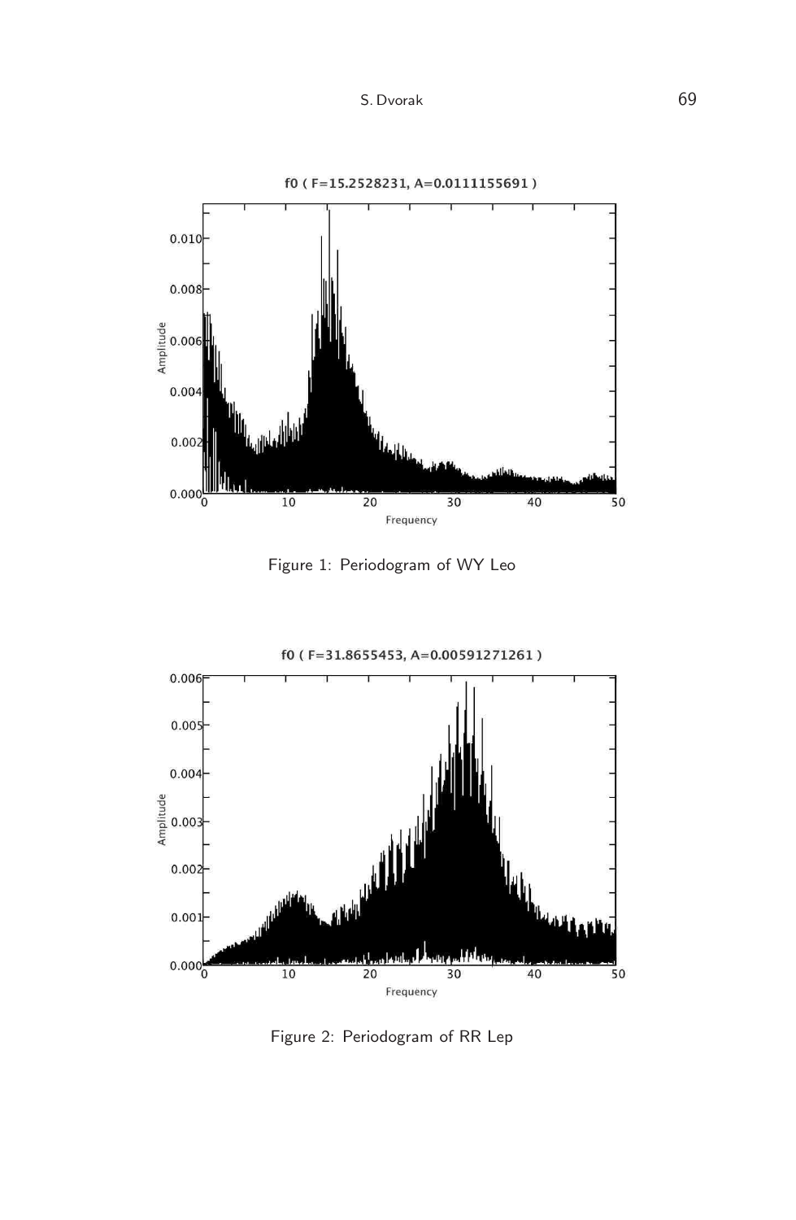Figure 1: Periodogram of WY Leo

Figure 2: Periodogram of RR Lep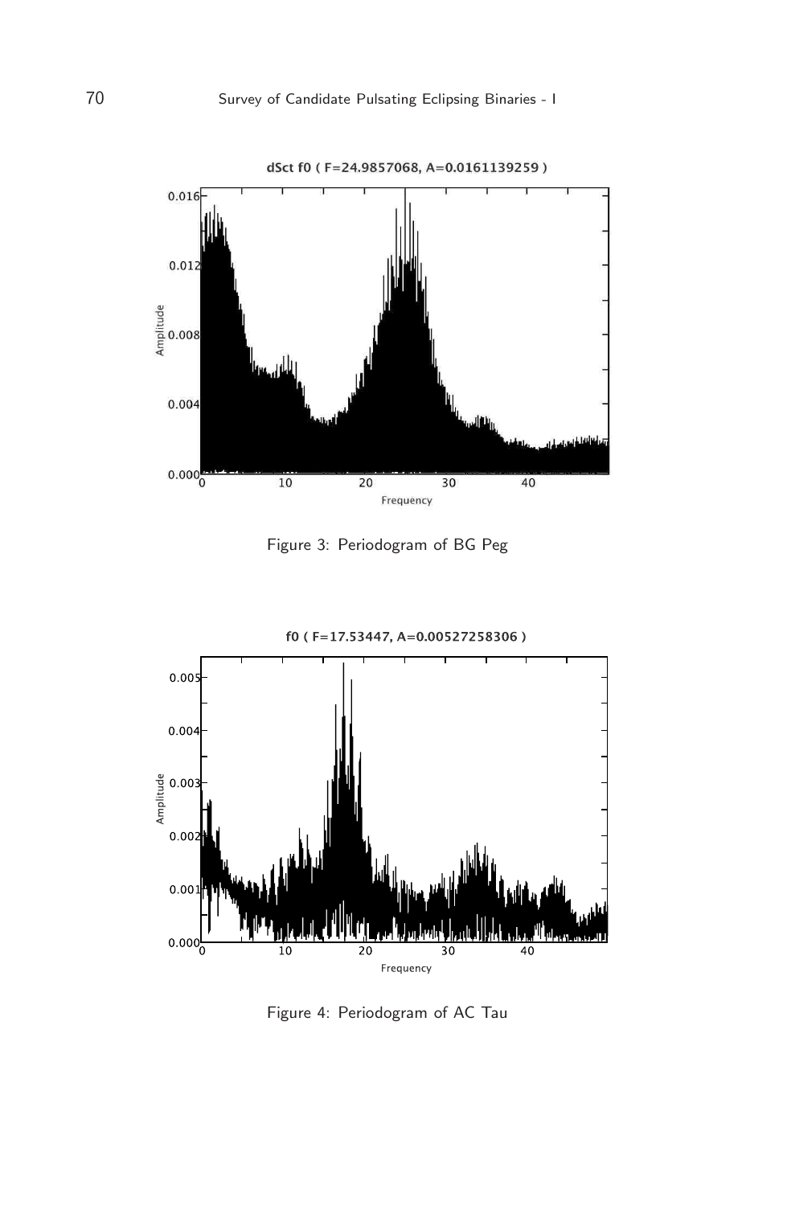Figure 3: Periodogram of BG Peg

Figure 4: Periodogram of AC Tau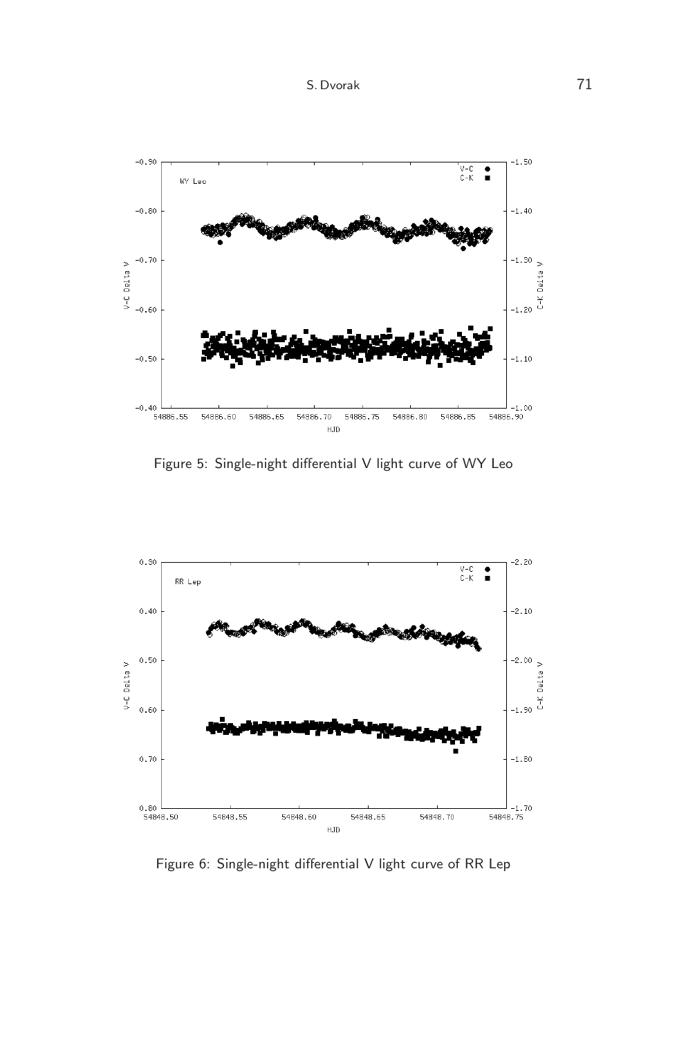Figure 5: Single-night differential V light curve of WY Leo

Figure 6: Single-night differential V light curve of RR Lep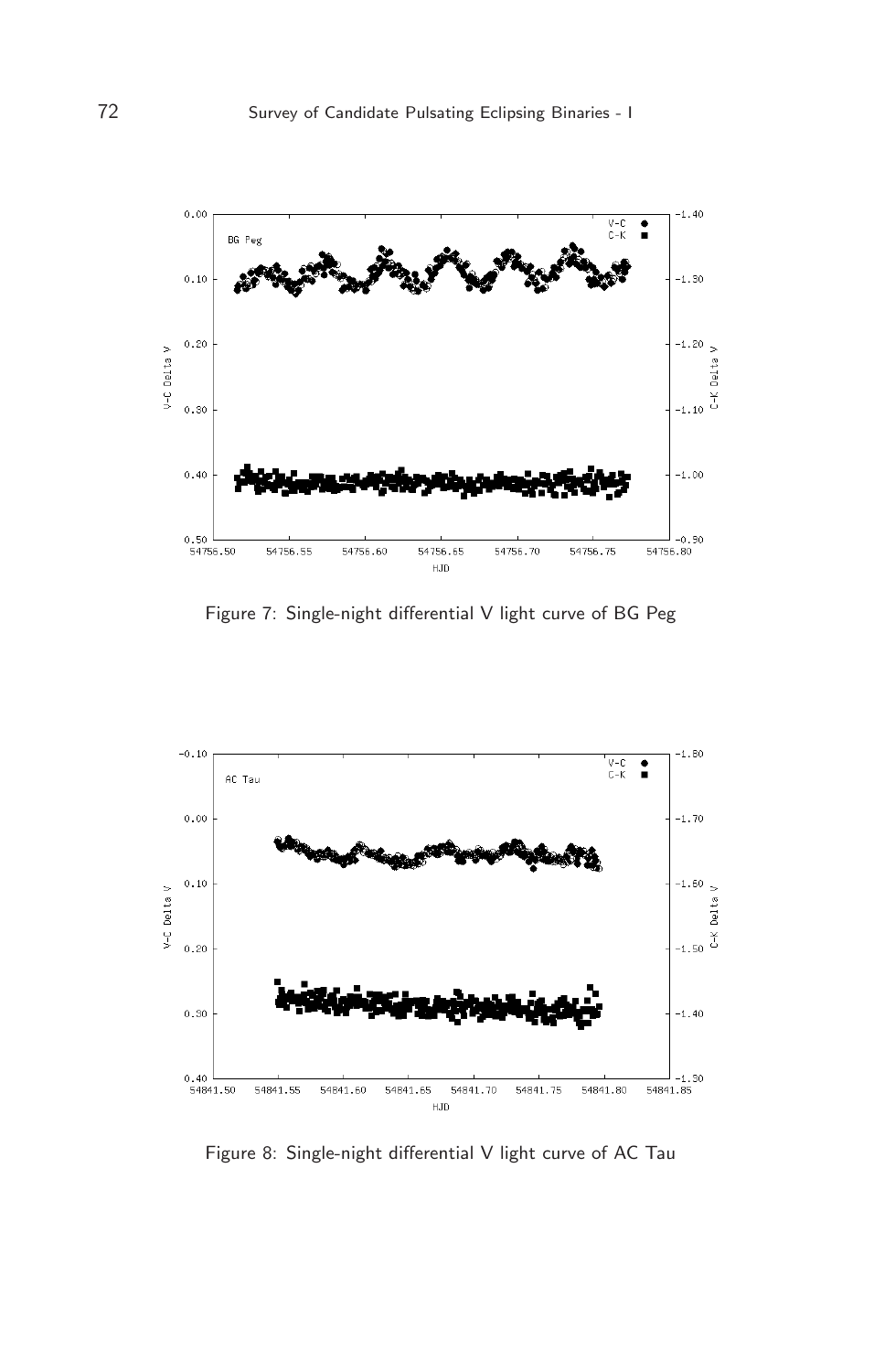Figure 7: Single-night differential V light curve of BG Peg

Figure 8: Single-night differential V light curve of AC Tau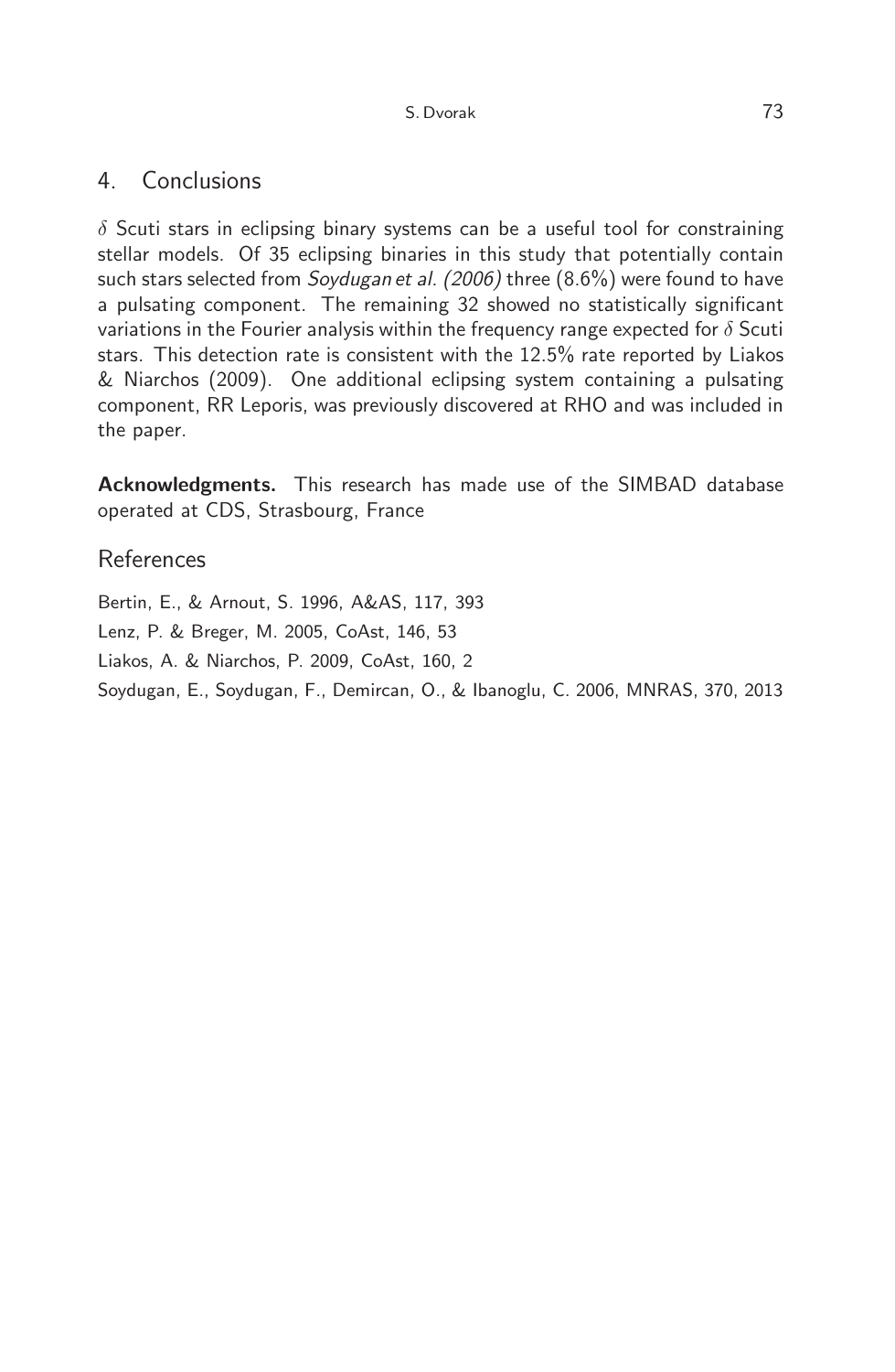## 4. Conclusions

$\delta$ Scuti stars in eclipsing binary systems can be a useful tool for constraining stellar models. Of 35 eclipsing binaries in this study that potentially contain such stars selected from *Soydugan et al. (2006)* three (8.6%) were found to have a pulsating component. The remaining 32 showed no statistically significant variations in the Fourier analysis within the frequency range expected for $\delta$ Scuti stars. This detection rate is consistent with the 12.5% rate reported by Liakos & Niarchos (2009). One additional eclipsing system containing a pulsating component, RR Leporis, was previously discovered at RHO and was included in the paper.

**Acknowledgments.** This research has made use of the SIMBAD database operated at CDS, Strasbourg, France

## References

Bertin, E., & Arnout, S. 1996, A&AS, 117, 393

Lenz, P. & Breger, M. 2005, CoAst, 146, 53

Liakos, A. & Niarchos, P. 2009, CoAst, 160, 2

Soydugan, E., Soydugan, F., Demircan, O., & Ibanoglu, C. 2006, MNRAS, 370, 2013